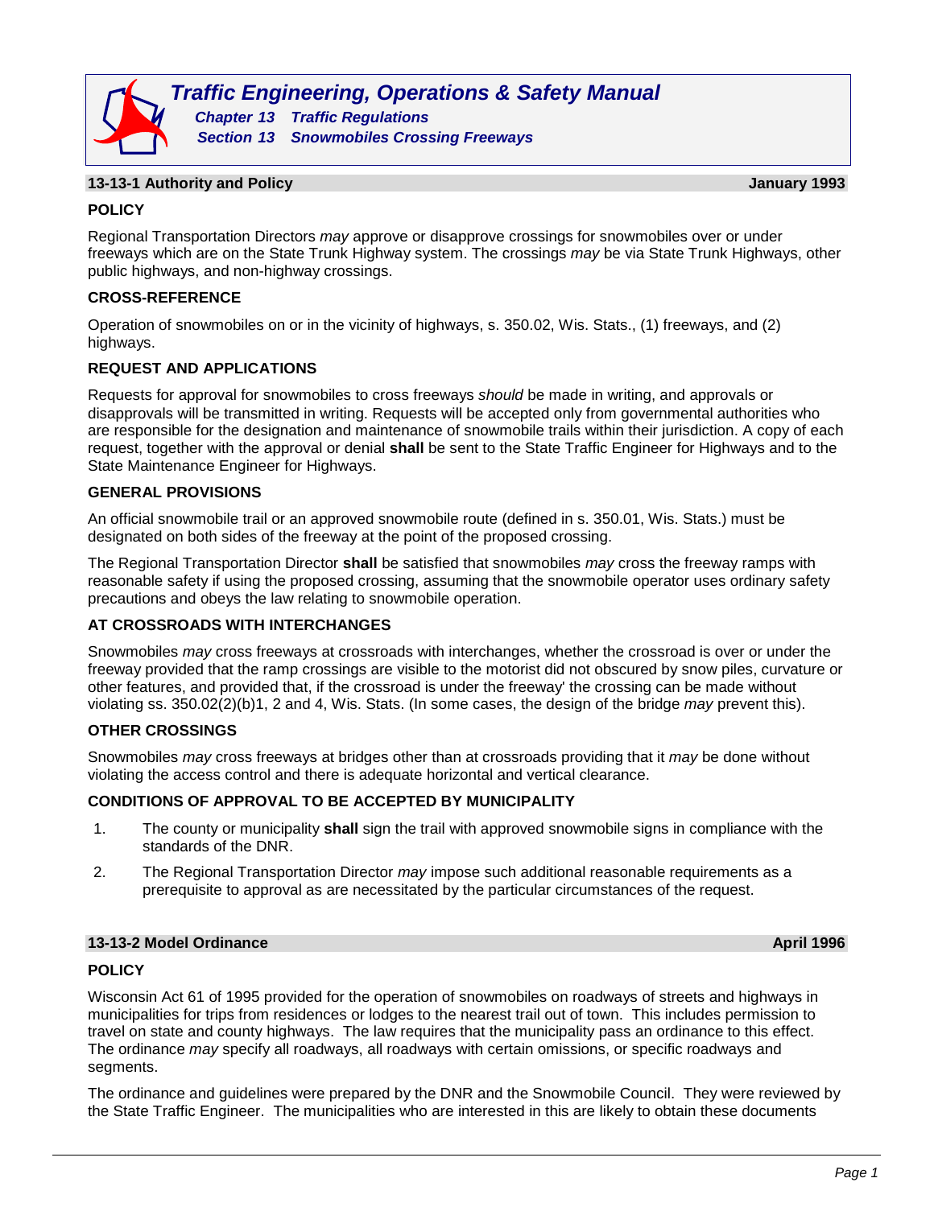# Traffic Engineering, Operations & Safety Manual

## Chapter 13 Traffic Regulations

## Section 13 Snowmobiles Crossing Freeways

### 13-13-1 Authority and Policy — January 1993

**POLICY**

Regional Transportation Directors *may* approve or disapprove crossings for snowmobiles over or under freeways which are on the State Trunk Highway system. The crossings *may* be via State Trunk Highways, other public highways, and non-highway crossings.

**CROSS-REFERENCE**

Operation of snowmobiles on or in the vicinity of highways, s. 350.02, Wis. Stats., (1) freeways, and (2) highways.

**REQUEST AND APPLICATIONS**

Requests for approval for snowmobiles to cross freeways *should* be made in writing, and approvals or disapprovals will be transmitted in writing. Requests will be accepted only from governmental authorities who are responsible for the designation and maintenance of snowmobile trails within their jurisdiction. A copy of each request, together with the approval or denial **shall** be sent to the State Traffic Engineer for Highways and to the State Maintenance Engineer for Highways.

**GENERAL PROVISIONS**

An official snowmobile trail or an approved snowmobile route (defined in s. 350.01, Wis. Stats.) must be designated on both sides of the freeway at the point of the proposed crossing.

The Regional Transportation Director **shall** be satisfied that snowmobiles *may* cross the freeway ramps with reasonable safety if using the proposed crossing, assuming that the snowmobile operator uses ordinary safety precautions and obeys the law relating to snowmobile operation.

**AT CROSSROADS WITH INTERCHANGES**

Snowmobiles *may* cross freeways at crossroads with interchanges, whether the crossroad is over or under the freeway provided that the ramp crossings are visible to the motorist did not obscured by snow piles, curvature or other features, and provided that, if the crossroad is under the freeway' the crossing can be made without violating ss. 350.02(2)(b)1, 2 and 4, Wis. Stats. (In some cases, the design of the bridge *may* prevent this).

**OTHER CROSSINGS**

Snowmobiles *may* cross freeways at bridges other than at crossroads providing that it *may* be done without violating the access control and there is adequate horizontal and vertical clearance.

**CONDITIONS OF APPROVAL TO BE ACCEPTED BY MUNICIPALITY**

1. The county or municipality **shall** sign the trail with approved snowmobile signs in compliance with the standards of the DNR.
2. The Regional Transportation Director *may* impose such additional reasonable requirements as a prerequisite to approval as are necessitated by the particular circumstances of the request.

### 13-13-2 Model Ordinance — April 1996

**POLICY**

Wisconsin Act 61 of 1995 provided for the operation of snowmobiles on roadways of streets and highways in municipalities for trips from residences or lodges to the nearest trail out of town. This includes permission to travel on state and county highways. The law requires that the municipality pass an ordinance to this effect. The ordinance *may* specify all roadways, all roadways with certain omissions, or specific roadways and segments.

The ordinance and guidelines were prepared by the DNR and the Snowmobile Council. They were reviewed by the State Traffic Engineer. The municipalities who are interested in this are likely to obtain these documents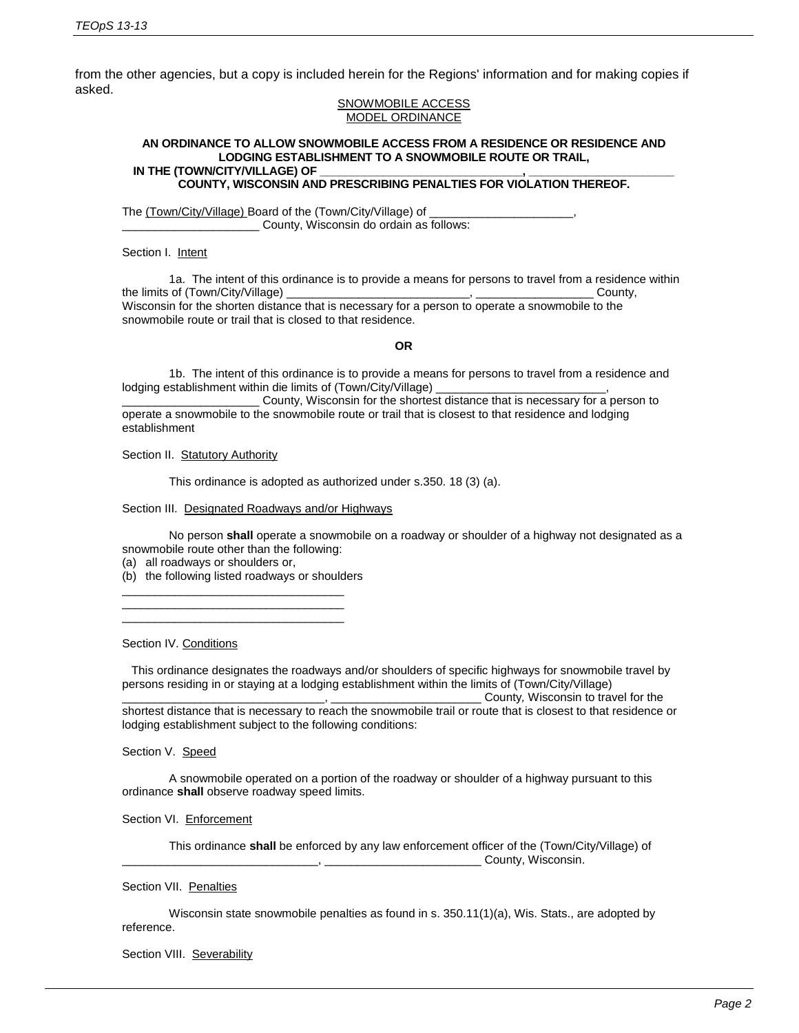from the other agencies, but a copy is included herein for the Regions' information and for making copies if asked.

<u>SNOWMOBILE ACCESS</u>
<u>MODEL ORDINANCE</u>

**AN ORDINANCE TO ALLOW SNOWMOBILE ACCESS FROM A RESIDENCE OR RESIDENCE AND LODGING ESTABLISHMENT TO A SNOWMOBILE ROUTE OR TRAIL, IN THE (TOWN/CITY/VILLAGE) OF ________________________________, ______________________ COUNTY, WISCONSIN AND PRESCRIBING PENALTIES FOR VIOLATION THEREOF.**

The <u>(Town/City/Village)</u> Board of the (Town/City/Village) of ______________________, _____________________ County, Wisconsin do ordain as follows:

Section I. <u>Intent</u>

1a. The intent of this ordinance is to provide a means for persons to travel from a residence within the limits of (Town/City/Village) ____________________________, __________________ County, Wisconsin for the shorten distance that is necessary for a person to operate a snowmobile to the snowmobile route or trail that is closed to that residence.

**OR**

1b. The intent of this ordinance is to provide a means for persons to travel from a residence and lodging establishment within die limits of (Town/City/Village) __________________________, _____________________ County, Wisconsin for the shortest distance that is necessary for a person to operate a snowmobile to the snowmobile route or trail that is closest to that residence and lodging establishment

Section II. <u>Statutory Authority</u>

This ordinance is adopted as authorized under s.350. 18 (3) (a).

Section III. <u>Designated Roadways and/or Highways</u>

No person **shall** operate a snowmobile on a roadway or shoulder of a highway not designated as a snowmobile route other than the following:

(a) all roadways or shoulders or,
(b) the following listed roadways or shoulders

__________________________________
__________________________________
__________________________________

Section IV. <u>Conditions</u>

This ordinance designates the roadways and/or shoulders of specific highways for snowmobile travel by persons residing in or staying at a lodging establishment within the limits of (Town/City/Village) _______________________________, _______________________ County, Wisconsin to travel for the shortest distance that is necessary to reach the snowmobile trail or route that is closest to that residence or lodging establishment subject to the following conditions:

Section V. <u>Speed</u>

A snowmobile operated on a portion of the roadway or shoulder of a highway pursuant to this ordinance **shall** observe roadway speed limits.

Section VI. <u>Enforcement</u>

This ordinance **shall** be enforced by any law enforcement officer of the (Town/City/Village) of ______________________________, ________________________ County, Wisconsin.

Section VII. <u>Penalties</u>

Wisconsin state snowmobile penalties as found in s. 350.11(1)(a), Wis. Stats., are adopted by reference.

Section VIII. <u>Severability</u>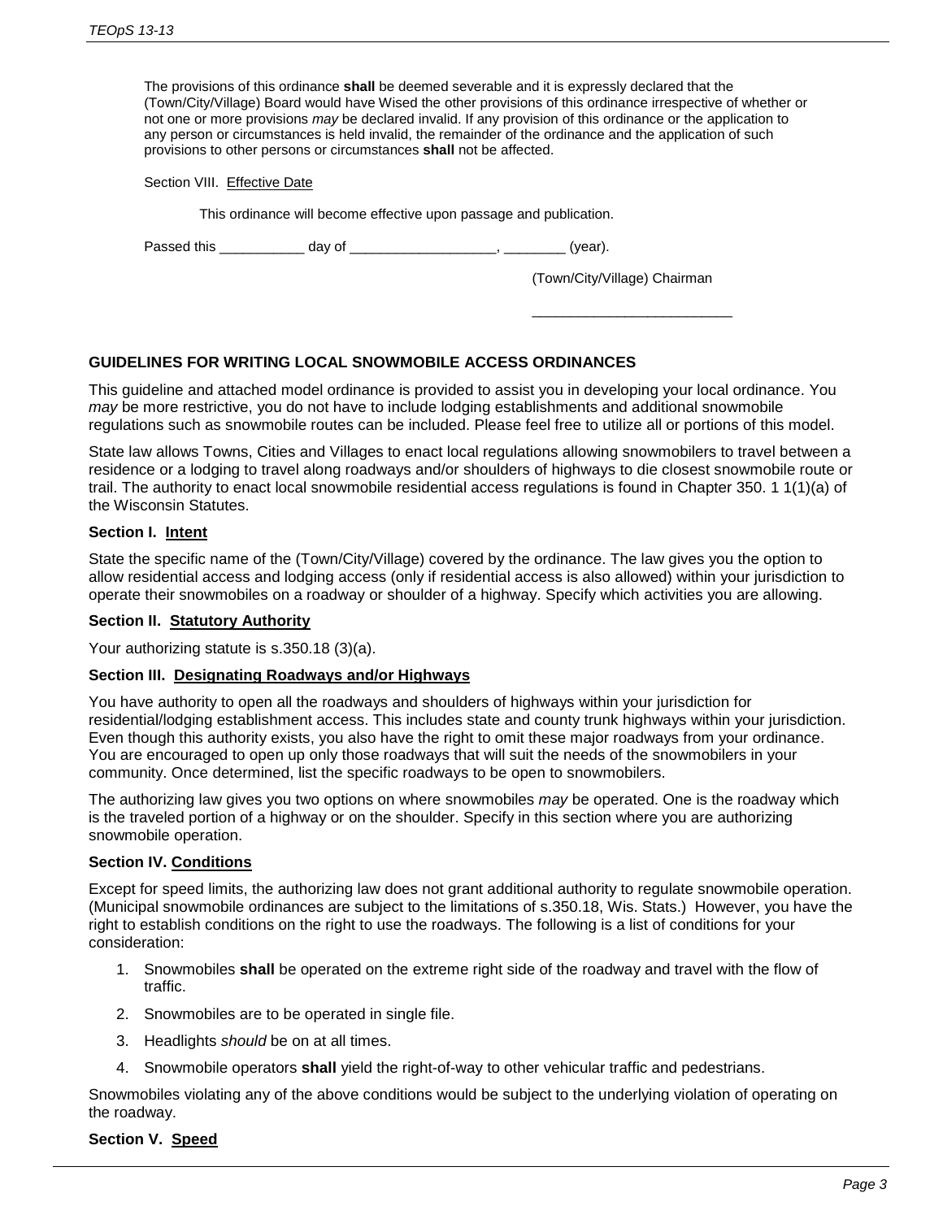The provisions of this ordinance **shall** be deemed severable and it is expressly declared that the (Town/City/Village) Board would have Wised the other provisions of this ordinance irrespective of whether or not one or more provisions *may* be declared invalid. If any provision of this ordinance or the application to any person or circumstances is held invalid, the remainder of the ordinance and the application of such provisions to other persons or circumstances **shall** not be affected.

Section VIII. Effective Date

This ordinance will become effective upon passage and publication.

Passed this ___________ day of ___________________, ________ (year).

(Town/City/Village) Chairman

_________________________

## GUIDELINES FOR WRITING LOCAL SNOWMOBILE ACCESS ORDINANCES

This guideline and attached model ordinance is provided to assist you in developing your local ordinance. You *may* be more restrictive, you do not have to include lodging establishments and additional snowmobile regulations such as snowmobile routes can be included. Please feel free to utilize all or portions of this model.

State law allows Towns, Cities and Villages to enact local regulations allowing snowmobilers to travel between a residence or a lodging to travel along roadways and/or shoulders of highways to die closest snowmobile route or trail. The authority to enact local snowmobile residential access regulations is found in Chapter 350. 1 1(1)(a) of the Wisconsin Statutes.

### Section I. Intent

State the specific name of the (Town/City/Village) covered by the ordinance. The law gives you the option to allow residential access and lodging access (only if residential access is also allowed) within your jurisdiction to operate their snowmobiles on a roadway or shoulder of a highway. Specify which activities you are allowing.

### Section II. Statutory Authority

Your authorizing statute is s.350.18 (3)(a).

### Section III. Designating Roadways and/or Highways

You have authority to open all the roadways and shoulders of highways within your jurisdiction for residential/lodging establishment access. This includes state and county trunk highways within your jurisdiction. Even though this authority exists, you also have the right to omit these major roadways from your ordinance. You are encouraged to open up only those roadways that will suit the needs of the snowmobilers in your community. Once determined, list the specific roadways to be open to snowmobilers.

The authorizing law gives you two options on where snowmobiles *may* be operated. One is the roadway which is the traveled portion of a highway or on the shoulder. Specify in this section where you are authorizing snowmobile operation.

### Section IV. Conditions

Except for speed limits, the authorizing law does not grant additional authority to regulate snowmobile operation. (Municipal snowmobile ordinances are subject to the limitations of s.350.18, Wis. Stats.) However, you have the right to establish conditions on the right to use the roadways. The following is a list of conditions for your consideration:

1. Snowmobiles **shall** be operated on the extreme right side of the roadway and travel with the flow of traffic.
2. Snowmobiles are to be operated in single file.
3. Headlights *should* be on at all times.
4. Snowmobile operators **shall** yield the right-of-way to other vehicular traffic and pedestrians.

Snowmobiles violating any of the above conditions would be subject to the underlying violation of operating on the roadway.

### Section V. Speed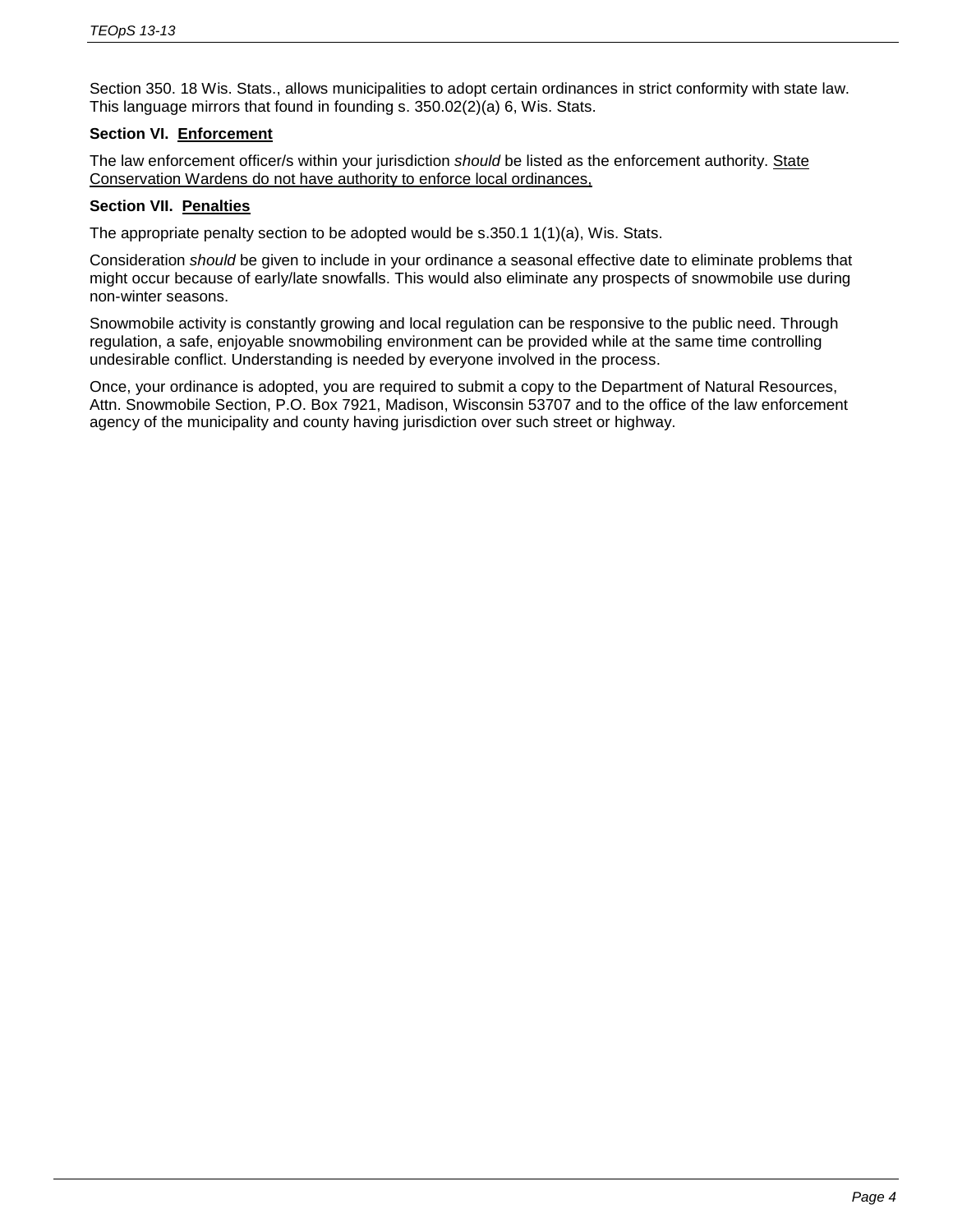Section 350. 18 Wis. Stats., allows municipalities to adopt certain ordinances in strict conformity with state law. This language mirrors that found in founding s. 350.02(2)(a) 6, Wis. Stats.

**Section VI. Enforcement**

The law enforcement officer/s within your jurisdiction *should* be listed as the enforcement authority. State Conservation Wardens do not have authority to enforce local ordinances,

**Section VII. Penalties**

The appropriate penalty section to be adopted would be s.350.1 1(1)(a), Wis. Stats.

Consideration *should* be given to include in your ordinance a seasonal effective date to eliminate problems that might occur because of early/late snowfalls. This would also eliminate any prospects of snowmobile use during non-winter seasons.

Snowmobile activity is constantly growing and local regulation can be responsive to the public need. Through regulation, a safe, enjoyable snowmobiling environment can be provided while at the same time controlling undesirable conflict. Understanding is needed by everyone involved in the process.

Once, your ordinance is adopted, you are required to submit a copy to the Department of Natural Resources, Attn. Snowmobile Section, P.O. Box 7921, Madison, Wisconsin 53707 and to the office of the law enforcement agency of the municipality and county having jurisdiction over such street or highway.